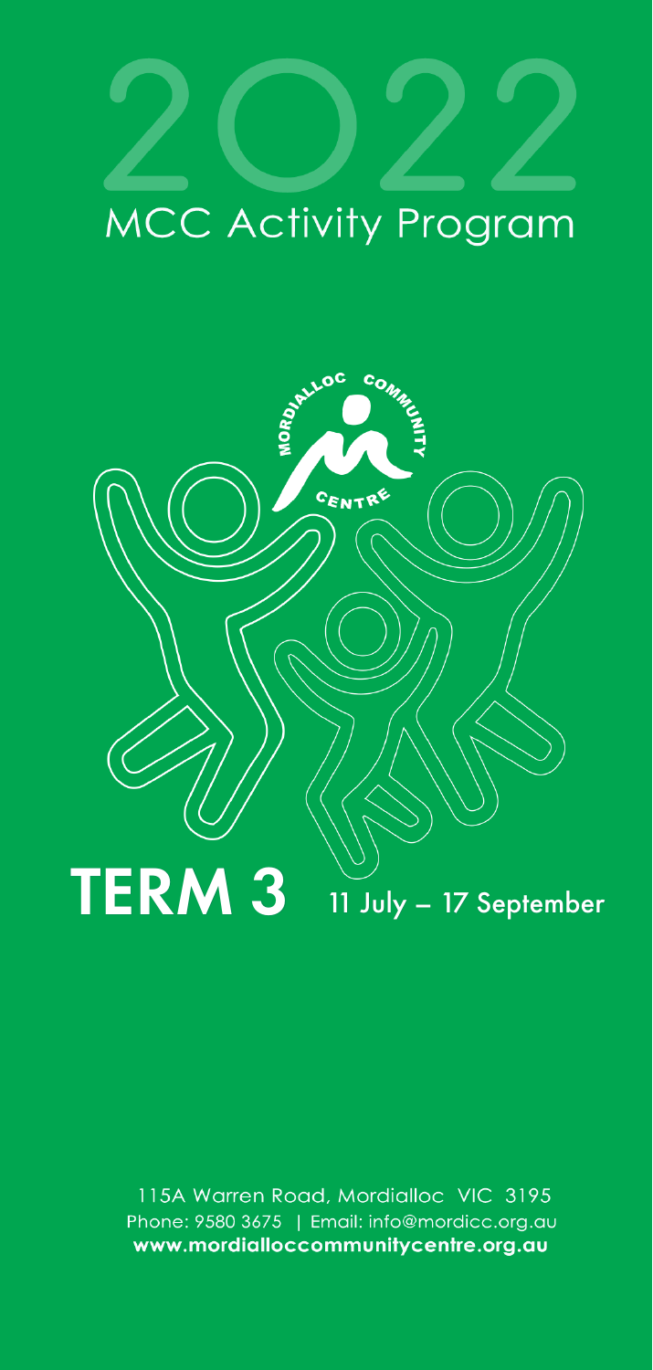# 2022

# MCC Activity Program

MORDIALLOC COMMUNITY CENTRE

# TERM 3

11 July – 17 September

115A Warren Road, Mordialloc VIC 3195
Phone: 9580 3675 | Email: info@mordicc.org.au
**www.mordialloccommunitycentre.org.au**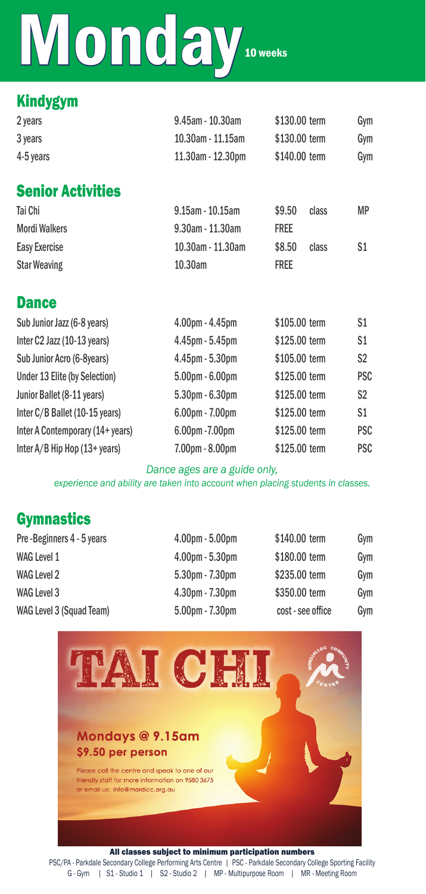# Monday

10 weeks

## Kindygym

| | | | |
|---|---|---|---|
| 2 years | 9.45am - 10.30am | $130.00 term | Gym |
| 3 years | 10.30am - 11.15am | $130.00 term | Gym |
| 4-5 years | 11.30am - 12.30pm | $140.00 term | Gym |

## Senior Activities

| | | | |
|---|---|---|---|
| Tai Chi | 9.15am - 10.15am | $9.50 class | MP |
| Mordi Walkers | 9.30am - 11.30am | FREE | |
| Easy Exercise | 10.30am - 11.30am | $8.50 class | S1 |
| Star Weaving | 10.30am | FREE | |

## Dance

| | | | |
|---|---|---|---|
| Sub Junior Jazz (6-8 years) | 4.00pm - 4.45pm | $105.00 term | S1 |
| Inter C2 Jazz (10-13 years) | 4.45pm - 5.45pm | $125.00 term | S1 |
| Sub Junior Acro (6-8years) | 4.45pm - 5.30pm | $105.00 term | S2 |
| Under 13 Elite (by Selection) | 5.00pm - 6.00pm | $125.00 term | PSC |
| Junior Ballet (8-11 years) | 5.30pm - 6.30pm | $125.00 term | S2 |
| Inter C/B Ballet (10-15 years) | 6.00pm - 7.00pm | $125.00 term | S1 |
| Inter A Contemporary (14+ years) | 6.00pm -7.00pm | $125.00 term | PSC |
| Inter A/B Hip Hop (13+ years) | 7.00pm - 8.00pm | $125.00 term | PSC |

*Dance ages are a guide only,*
*experience and ability are taken into account when placing students in classes.*

## Gymnastics

| | | | |
|---|---|---|---|
| Pre -Beginners 4 - 5 years | 4.00pm - 5.00pm | $140.00 term | Gym |
| WAG Level 1 | 4.00pm - 5.30pm | $180.00 term | Gym |
| WAG Level 2 | 5.30pm - 7.30pm | $235.00 term | Gym |
| WAG Level 3 | 4.30pm - 7.30pm | $350.00 term | Gym |
| WAG Level 3 (Squad Team) | 5.00pm - 7.30pm | cost - see office | Gym |

## TAI CHI

Mordialloc Community Centre

**Mondays @ 9.15am**
**$9.50 per person**

Please call the centre and speak to one of our friendly staff for more information on 9580 3675 or email us: info@mordicc.org.au

**All classes subject to minimum participation numbers**

PSC/PA - Parkdale Secondary College Performing Arts Centre | PSC - Parkdale Secondary College Sporting Facility
G - Gym | S1 - Studio 1 | S2 - Studio 2 | MP - Multipurpose Room | MR - Meeting Room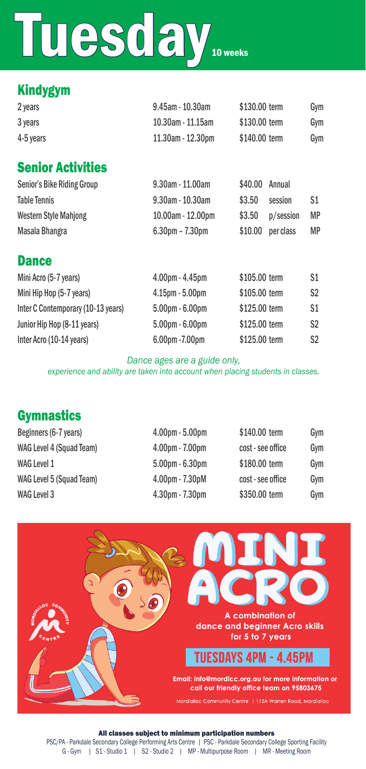# Tuesday 10 weeks

## Kindygym

| | | | | |
|---|---|---|---|---|
| 2 years | 9.45am - 10.30am | $130.00 term | | Gym |
| 3 years | 10.30am - 11.15am | $130.00 term | | Gym |
| 4-5 years | 11.30am - 12.30pm | $140.00 term | | Gym |

## Senior Activities

| | | | | |
|---|---|---|---|---|
| Senior's Bike Riding Group | 9.30am - 11.00am | $40.00 | Annual | |
| Table Tennis | 9.30am - 10.30am | $3.50 | session | S1 |
| Western Style Mahjong | 10.00am - 12.00pm | $3.50 | p/session | MP |
| Masala Bhangra | 6.30pm – 7.30pm | $10.00 | per class | MP |

## Dance

| | | | |
|---|---|---|---|
| Mini Acro (5-7 years) | 4.00pm - 4.45pm | $105.00 term | S1 |
| Mini Hip Hop (5-7 years) | 4.15pm - 5.00pm | $105.00 term | S2 |
| Inter C Contemporary (10-13 years) | 5.00pm - 6.00pm | $125.00 term | S1 |
| Junior Hip Hop (8-11 years) | 5.00pm - 6.00pm | $125.00 term | S2 |
| Inter Acro (10-14 years) | 6.00pm -7.00pm | $125.00 term | S2 |

*Dance ages are a guide only, experience and ability are taken into account when placing students in classes.*

## Gymnastics

| | | | |
|---|---|---|---|
| Beginners (6-7 years) | 4.00pm - 5.00pm | $140.00 term | Gym |
| WAG Level 4 (Squad Team) | 4.00pm - 7.00pm | cost - see office | Gym |
| WAG Level 1 | 5.00pm - 6.30pm | $180.00 term | Gym |
| WAG Level 5 (Squad Team) | 4.00pm - 7.30pM | cost - see office | Gym |
| WAG Level 3 | 4.30pm - 7.30pm | $350.00 term | Gym |

MINI ACRO

A combination of dance and beginner Acro skills for 5 to 7 years

TUESDAYS 4PM - 4.45PM

Email: info@mordicc.org.au for more information or call our friendly office team on 95803675

Mordialloc Community Centre | 115A Warren Road, Mordialloc

**All classes subject to minimum participation numbers**

PSC/PA - Parkdale Secondary College Performing Arts Centre | PSC - Parkdale Secondary College Sporting Facility
G - Gym | S1 - Studio 1 | S2 - Studio 2 | MP - Multipurpose Room | MR - Meeting Room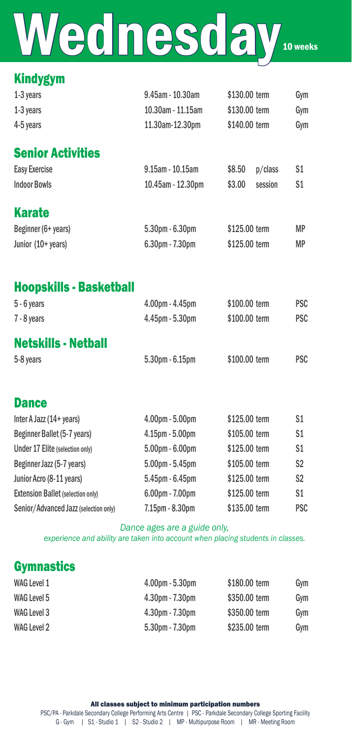# Wednesday

10 weeks

## Kindygym

| | | | |
|---|---|---|---|
| 1-3 years | 9.45am - 10.30am | $130.00 term | Gym |
| 1-3 years | 10.30am - 11.15am | $130.00 term | Gym |
| 4-5 years | 11.30am-12.30pm | $140.00 term | Gym |

## Senior Activities

| | | | | |
|---|---|---|---|---|
| Easy Exercise | 9.15am - 10.15am | $8.50 | p/class | S1 |
| Indoor Bowls | 10.45am - 12.30pm | $3.00 | session | S1 |

## Karate

| | | | |
|---|---|---|---|
| Beginner (6+ years) | 5.30pm - 6.30pm | $125.00 term | MP |
| Junior (10+ years) | 6.30pm - 7.30pm | $125.00 term | MP |

## Hoopskills - Basketball

| | | | |
|---|---|---|---|
| 5 - 6 years | 4.00pm - 4.45pm | $100.00 term | PSC |
| 7 - 8 years | 4.45pm - 5.30pm | $100.00 term | PSC |

## Netskills - Netball

| | | | |
|---|---|---|---|
| 5-8 years | 5.30pm - 6.15pm | $100.00 term | PSC |

## Dance

| | | | |
|---|---|---|---|
| Inter A Jazz (14+ years) | 4.00pm - 5.00pm | $125.00 term | S1 |
| Beginner Ballet (5-7 years) | 4.15pm - 5.00pm | $105.00 term | S1 |
| Under 17 Elite (selection only) | 5.00pm - 6.00pm | $125.00 term | S1 |
| Beginner Jazz (5-7 years) | 5.00pm - 5.45pm | $105.00 term | S2 |
| Junior Acro (8-11 years) | 5.45pm - 6.45pm | $125.00 term | S2 |
| Extension Ballet (selection only) | 6.00pm - 7.00pm | $125.00 term | S1 |
| Senior/Advanced Jazz (selection only) | 7.15pm - 8.30pm | $135.00 term | PSC |

*Dance ages are a guide only, experience and ability are taken into account when placing students in classes.*

## Gymnastics

| | | | |
|---|---|---|---|
| WAG Level 1 | 4.00pm - 5.30pm | $180.00 term | Gym |
| WAG Level 5 | 4.30pm - 7.30pm | $350.00 term | Gym |
| WAG Level 3 | 4.30pm - 7.30pm | $350.00 term | Gym |
| WAG Level 2 | 5.30pm - 7.30pm | $235.00 term | Gym |

**All classes subject to minimum participation numbers**

PSC/PA - Parkdale Secondary College Performing Arts Centre | PSC - Parkdale Secondary College Sporting Facility
G - Gym | S1 - Studio 1 | S2 - Studio 2 | MP - Multipurpose Room | MR - Meeting Room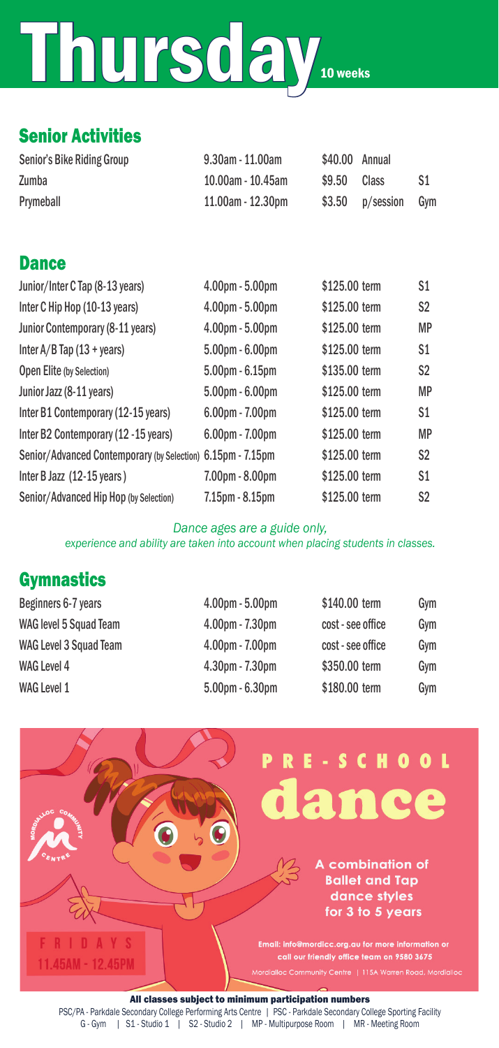# Thursday 10 weeks

## Senior Activities

| | | | | |
|---|---|---|---|---|
| Senior's Bike Riding Group | 9.30am - 11.00am | $40.00 | Annual | |
| Zumba | 10.00am - 10.45am | $9.50 | Class | S1 |
| Prymeball | 11.00am - 12.30pm | $3.50 | p/session | Gym |

## Dance

| | | | |
|---|---|---|---|
| Junior/Inter C Tap (8-13 years) | 4.00pm - 5.00pm | $125.00 term | S1 |
| Inter C Hip Hop (10-13 years) | 4.00pm - 5.00pm | $125.00 term | S2 |
| Junior Contemporary (8-11 years) | 4.00pm - 5.00pm | $125.00 term | MP |
| Inter A/B Tap (13 + years) | 5.00pm - 6.00pm | $125.00 term | S1 |
| Open Elite (by Selection) | 5.00pm - 6.15pm | $135.00 term | S2 |
| Junior Jazz (8-11 years) | 5.00pm - 6.00pm | $125.00 term | MP |
| Inter B1 Contemporary (12-15 years) | 6.00pm - 7.00pm | $125.00 term | S1 |
| Inter B2 Contemporary (12 -15 years) | 6.00pm - 7.00pm | $125.00 term | MP |
| Senior/Advanced Contemporary (by Selection) | 6.15pm - 7.15pm | $125.00 term | S2 |
| Inter B Jazz (12-15 years) | 7.00pm - 8.00pm | $125.00 term | S1 |
| Senior/Advanced Hip Hop (by Selection) | 7.15pm - 8.15pm | $125.00 term | S2 |

*Dance ages are a guide only, experience and ability are taken into account when placing students in classes.*

## Gymnastics

| | | | |
|---|---|---|---|
| Beginners 6-7 years | 4.00pm - 5.00pm | $140.00 term | Gym |
| WAG level 5 Squad Team | 4.00pm - 7.30pm | cost - see office | Gym |
| WAG Level 3 Squad Team | 4.00pm - 7.00pm | cost - see office | Gym |
| WAG Level 4 | 4.30pm - 7.30pm | $350.00 term | Gym |
| WAG Level 1 | 5.00pm - 6.30pm | $180.00 term | Gym |

## PRE-SCHOOL dance

A combination of Ballet and Tap dance styles for 3 to 5 years

FRIDAYS 11.45AM - 12.45PM

Email: info@mordicc.org.au for more information or call our friendly office team on 9580 3675

Mordialloc Community Centre | 115A Warren Road, Mordialloc

**All classes subject to minimum participation numbers**

PSC/PA - Parkdale Secondary College Performing Arts Centre | PSC - Parkdale Secondary College Sporting Facility
G - Gym | S1 - Studio 1 | S2 - Studio 2 | MP - Multipurpose Room | MR - Meeting Room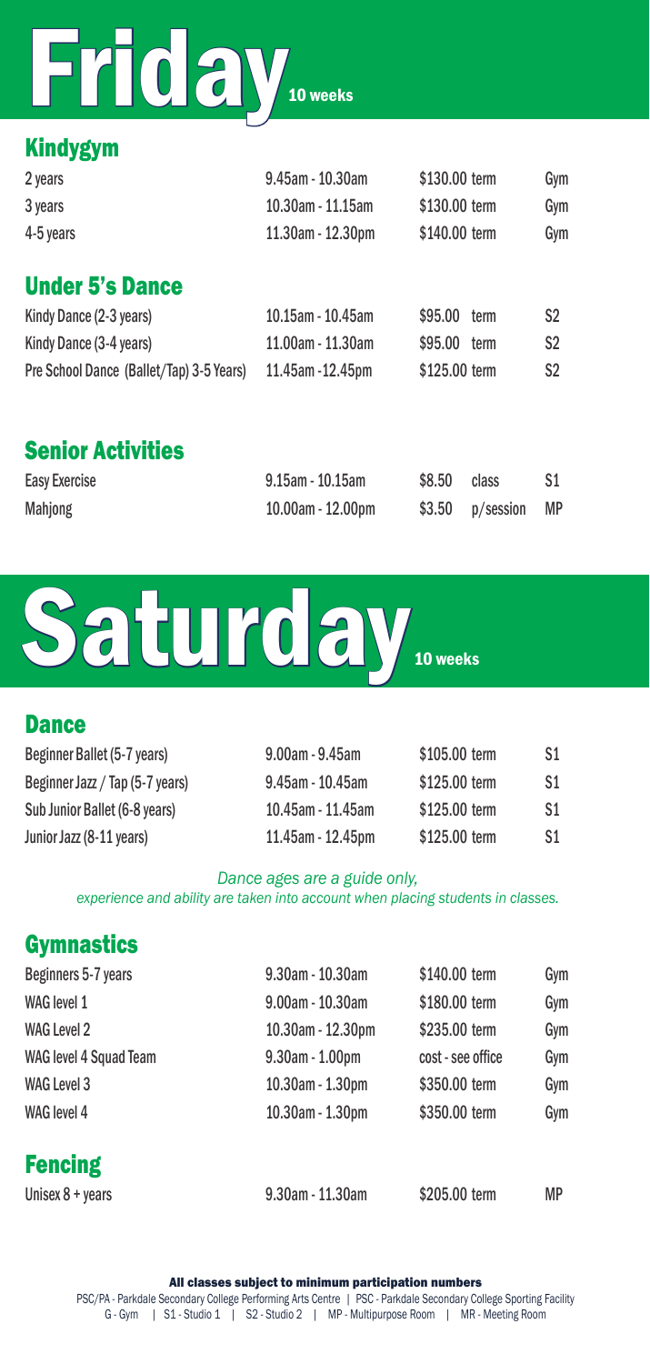# Friday 10 weeks

## Kindygym

| | | | |
|---|---|---|---|
| 2 years | 9.45am - 10.30am | $130.00 term | Gym |
| 3 years | 10.30am - 11.15am | $130.00 term | Gym |
| 4-5 years | 11.30am - 12.30pm | $140.00 term | Gym |

## Under 5's Dance

| | | | |
|---|---|---|---|
| Kindy Dance (2-3 years) | 10.15am - 10.45am | $95.00 term | S2 |
| Kindy Dance (3-4 years) | 11.00am - 11.30am | $95.00 term | S2 |
| Pre School Dance (Ballet/Tap) 3-5 Years) | 11.45am -12.45pm | $125.00 term | S2 |

## Senior Activities

| | | | |
|---|---|---|---|
| Easy Exercise | 9.15am - 10.15am | $8.50 class | S1 |
| Mahjong | 10.00am - 12.00pm | $3.50 p/session | MP |

# Saturday 10 weeks

## Dance

| | | | |
|---|---|---|---|
| Beginner Ballet (5-7 years) | 9.00am - 9.45am | $105.00 term | S1 |
| Beginner Jazz / Tap (5-7 years) | 9.45am - 10.45am | $125.00 term | S1 |
| Sub Junior Ballet (6-8 years) | 10.45am - 11.45am | $125.00 term | S1 |
| Junior Jazz (8-11 years) | 11.45am - 12.45pm | $125.00 term | S1 |

*Dance ages are a guide only,*
*experience and ability are taken into account when placing students in classes.*

## Gymnastics

| | | | |
|---|---|---|---|
| Beginners 5-7 years | 9.30am - 10.30am | $140.00 term | Gym |
| WAG level 1 | 9.00am - 10.30am | $180.00 term | Gym |
| WAG Level 2 | 10.30am - 12.30pm | $235.00 term | Gym |
| WAG level 4 Squad Team | 9.30am - 1.00pm | cost - see office | Gym |
| WAG Level 3 | 10.30am - 1.30pm | $350.00 term | Gym |
| WAG level 4 | 10.30am - 1.30pm | $350.00 term | Gym |

## Fencing

| | | | |
|---|---|---|---|
| Unisex 8 + years | 9.30am - 11.30am | $205.00 term | MP |

**All classes subject to minimum participation numbers**

PSC/PA - Parkdale Secondary College Performing Arts Centre | PSC - Parkdale Secondary College Sporting Facility
G - Gym | S1 - Studio 1 | S2 - Studio 2 | MP - Multipurpose Room | MR - Meeting Room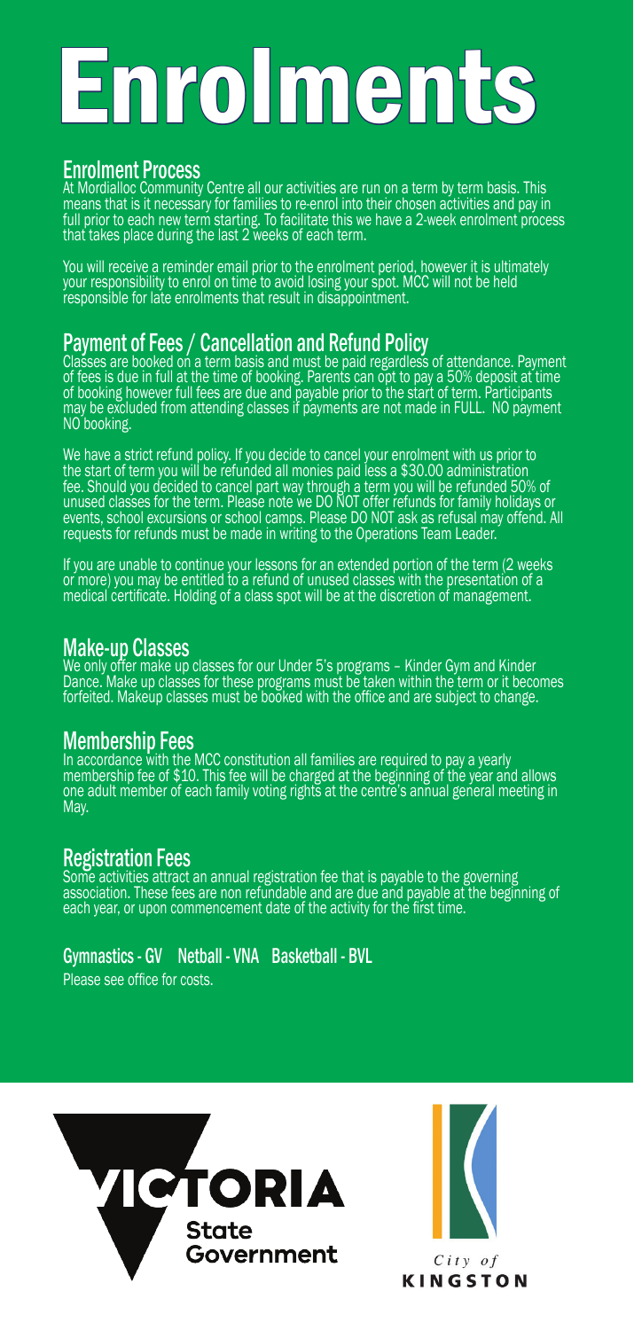# Enrolments

## Enrolment Process

At Mordialloc Community Centre all our activities are run on a term by term basis. This means that is it necessary for families to re-enrol into their chosen activities and pay in full prior to each new term starting. To facilitate this we have a 2-week enrolment process that takes place during the last 2 weeks of each term.

You will receive a reminder email prior to the enrolment period, however it is ultimately your responsibility to enrol on time to avoid losing your spot. MCC will not be held responsible for late enrolments that result in disappointment.

## Payment of Fees / Cancellation and Refund Policy

Classes are booked on a term basis and must be paid regardless of attendance. Payment of fees is due in full at the time of booking. Parents can opt to pay a 50% deposit at time of booking however full fees are due and payable prior to the start of term. Participants may be excluded from attending classes if payments are not made in FULL. NO payment NO booking.

We have a strict refund policy. If you decide to cancel your enrolment with us prior to the start of term you will be refunded all monies paid less a $30.00 administration fee. Should you decided to cancel part way through a term you will be refunded 50% of unused classes for the term. Please note we DO NOT offer refunds for family holidays or events, school excursions or school camps. Please DO NOT ask as refusal may offend. All requests for refunds must be made in writing to the Operations Team Leader.

If you are unable to continue your lessons for an extended portion of the term (2 weeks or more) you may be entitled to a refund of unused classes with the presentation of a medical certificate. Holding of a class spot will be at the discretion of management.

## Make-up Classes

We only offer make up classes for our Under 5's programs – Kinder Gym and Kinder Dance. Make up classes for these programs must be taken within the term or it becomes forfeited. Makeup classes must be booked with the office and are subject to change.

## Membership Fees

In accordance with the MCC constitution all families are required to pay a yearly membership fee of $10. This fee will be charged at the beginning of the year and allows one adult member of each family voting rights at the centre's annual general meeting in May.

## Registration Fees

Some activities attract an annual registration fee that is payable to the governing association. These fees are non refundable and are due and payable at the beginning of each year, or upon commencement date of the activity for the first time.

**Gymnastics - GV Netball - VNA Basketball - BVL**

Please see office for costs.

VICTORIA State Government

City of KINGSTON